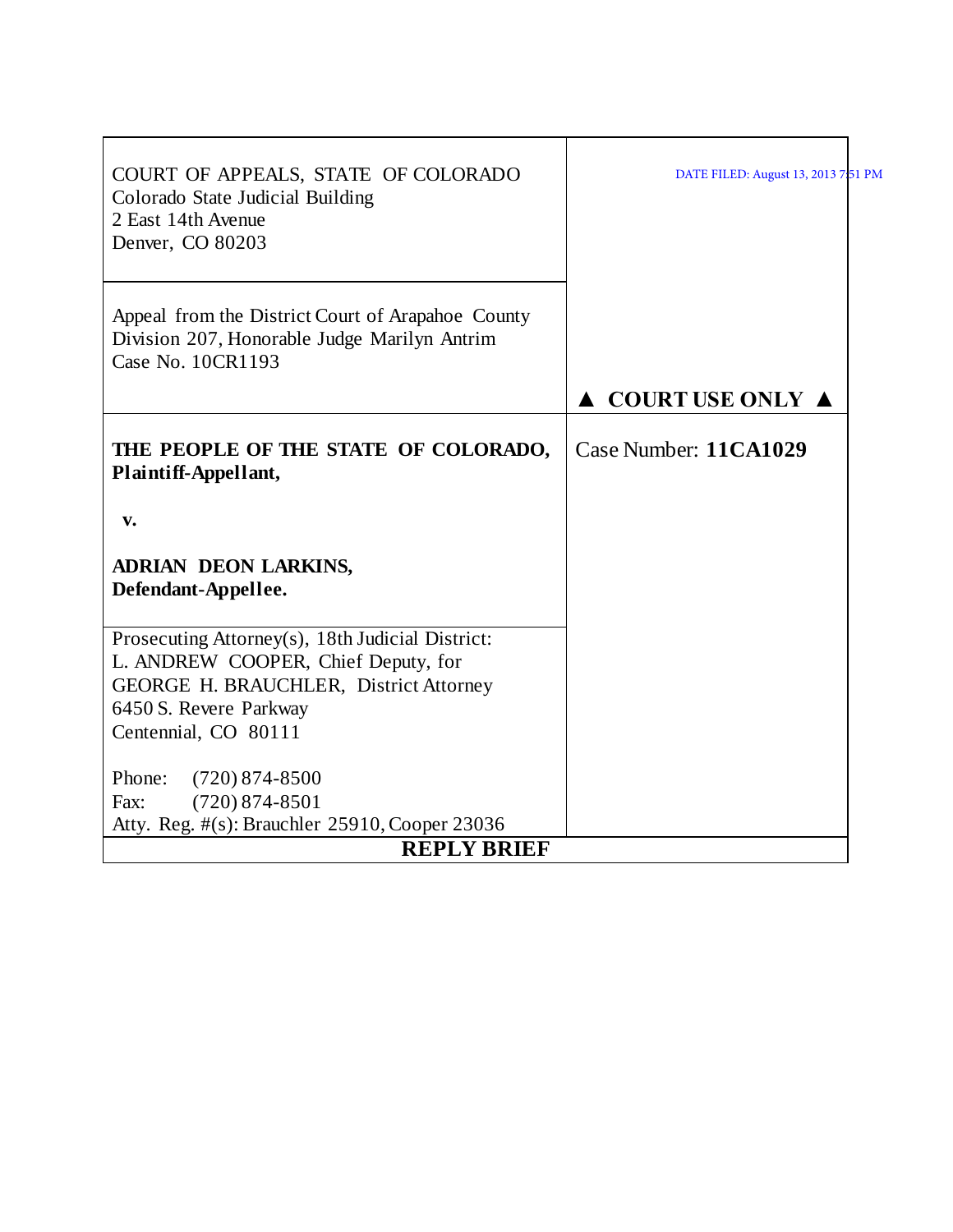COURT OF APPEALS, STATE OF COLORADO
Colorado State Judicial Building
2 East 14th Avenue
Denver, CO 80203

DATE FILED: August 13, 2013 7:51 PM

Appeal from the District Court of Arapahoe County
Division 207, Honorable Judge Marilyn Antrim
Case No. 10CR1193

▲ COURT USE ONLY ▲

**THE PEOPLE OF THE STATE OF COLORADO,**
**Plaintiff-Appellant,**

**v.**

**ADRIAN DEON LARKINS,**
**Defendant-Appellee.**

Case Number: **11CA1029**

Prosecuting Attorney(s), 18th Judicial District:
L. ANDREW COOPER, Chief Deputy, for
GEORGE H. BRAUCHLER, District Attorney
6450 S. Revere Parkway
Centennial, CO 80111

Phone: (720) 874-8500
Fax: (720) 874-8501
Atty. Reg. #(s): Brauchler 25910, Cooper 23036

**REPLY BRIEF**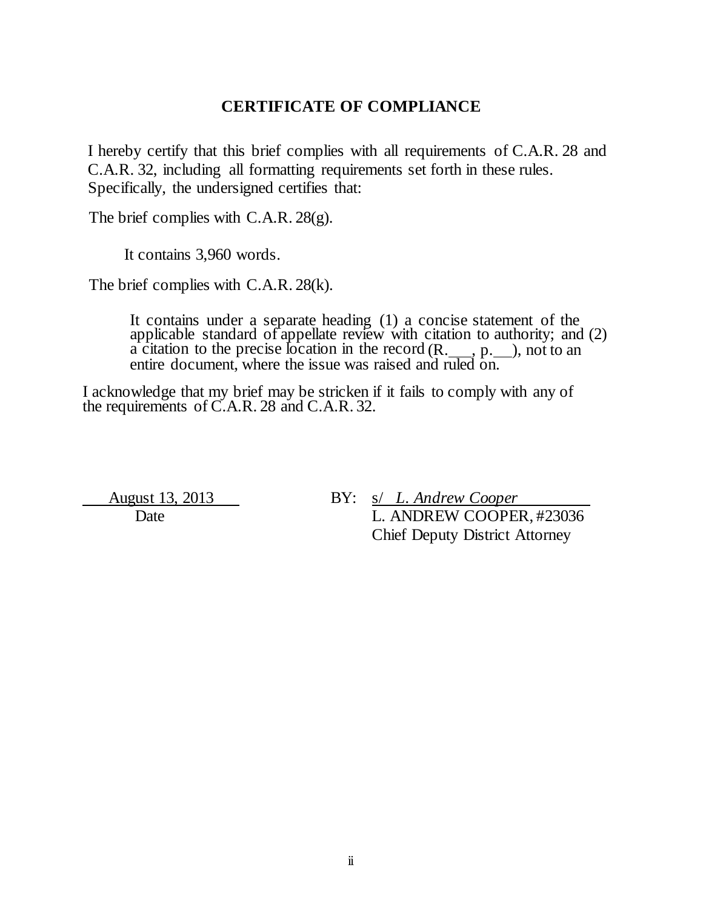## CERTIFICATE OF COMPLIANCE

I hereby certify that this brief complies with all requirements of C.A.R. 28 and C.A.R. 32, including all formatting requirements set forth in these rules. Specifically, the undersigned certifies that:

The brief complies with C.A.R. 28(g).

It contains 3,960 words.

The brief complies with C.A.R. 28(k).

It contains under a separate heading (1) a concise statement of the applicable standard of appellate review with citation to authority; and (2) a citation to the precise location in the record (R.___, p.__), not to an entire document, where the issue was raised and ruled on.

I acknowledge that my brief may be stricken if it fails to comply with any of the requirements of C.A.R. 28 and C.A.R. 32.

August 13, 2013
Date

BY: s/ *L. Andrew Cooper*
L. ANDREW COOPER, #23036
Chief Deputy District Attorney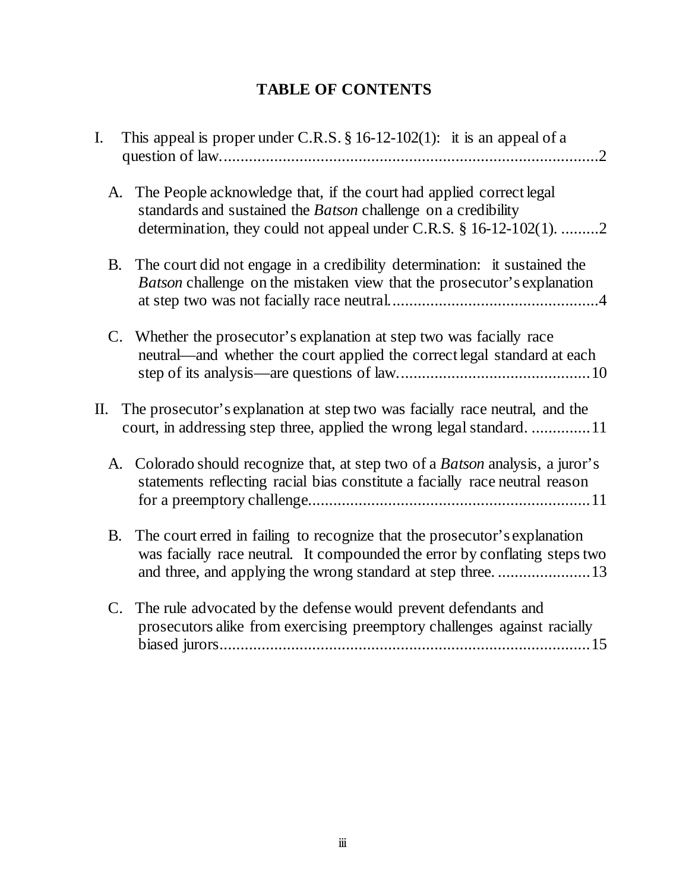# TABLE OF CONTENTS

I. This appeal is proper under C.R.S. § 16-12-102(1): it is an appeal of a question of law..........................................................................................2

  A. The People acknowledge that, if the court had applied correct legal standards and sustained the *Batson* challenge on a credibility determination, they could not appeal under C.R.S. § 16-12-102(1). .........2

  B. The court did not engage in a credibility determination: it sustained the *Batson* challenge on the mistaken view that the prosecutor's explanation at step two was not facially race neutral.................................................4

  C. Whether the prosecutor's explanation at step two was facially race neutral—and whether the court applied the correct legal standard at each step of its analysis—are questions of law.............................................10

II. The prosecutor's explanation at step two was facially race neutral, and the court, in addressing step three, applied the wrong legal standard. ..............11

  A. Colorado should recognize that, at step two of a *Batson* analysis, a juror's statements reflecting racial bias constitute a facially race neutral reason for a preemptory challenge..................................................................11

  B. The court erred in failing to recognize that the prosecutor's explanation was facially race neutral. It compounded the error by conflating steps two and three, and applying the wrong standard at step three. ......................13

  C. The rule advocated by the defense would prevent defendants and prosecutors alike from exercising preemptory challenges against racially biased jurors........................................................................................15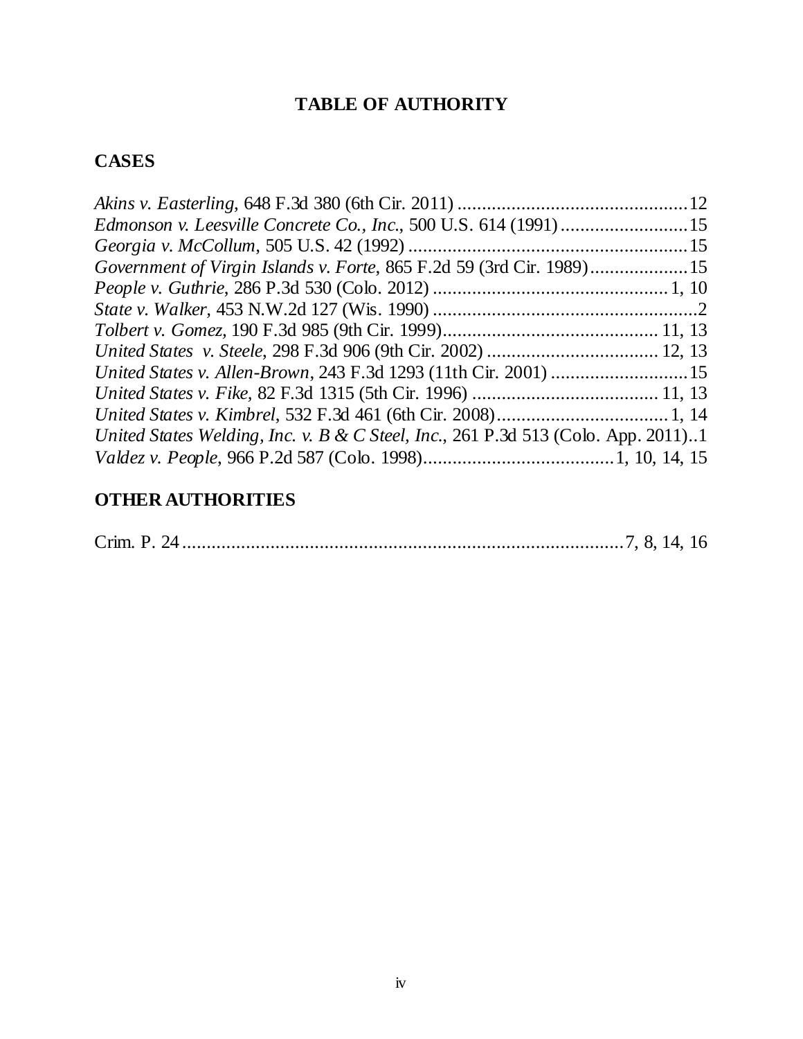# TABLE OF AUTHORITY

## CASES

*Akins v. Easterling*, 648 F.3d 380 (6th Cir. 2011) ............................................... 12
*Edmonson v. Leesville Concrete Co., Inc.*, 500 U.S. 614 (1991) .......................... 15
*Georgia v. McCollum*, 505 U.S. 42 (1992) ......................................................... 15
*Government of Virgin Islands v. Forte*, 865 F.2d 59 (3rd Cir. 1989) .................... 15
*People v. Guthrie*, 286 P.3d 530 (Colo. 2012) ................................................ 1, 10
*State v. Walker*, 453 N.W.2d 127 (Wis. 1990) ....................................................... 2
*Tolbert v. Gomez*, 190 F.3d 985 (9th Cir. 1999) ............................................ 11, 13
*United States v. Steele*, 298 F.3d 906 (9th Cir. 2002) ................................... 12, 13
*United States v. Allen-Brown*, 243 F.3d 1293 (11th Cir. 2001) ............................ 15
*United States v. Fike*, 82 F.3d 1315 (5th Cir. 1996) ...................................... 11, 13
*United States v. Kimbrel*, 532 F.3d 461 (6th Cir. 2008) ................................... 1, 14
*United States Welding, Inc. v. B & C Steel, Inc.*, 261 P.3d 513 (Colo. App. 2011) .. 1
*Valdez v. People*, 966 P.2d 587 (Colo. 1998) ....................................... 1, 10, 14, 15

## OTHER AUTHORITIES

Crim. P. 24 .......................................................................................... 7, 8, 14, 16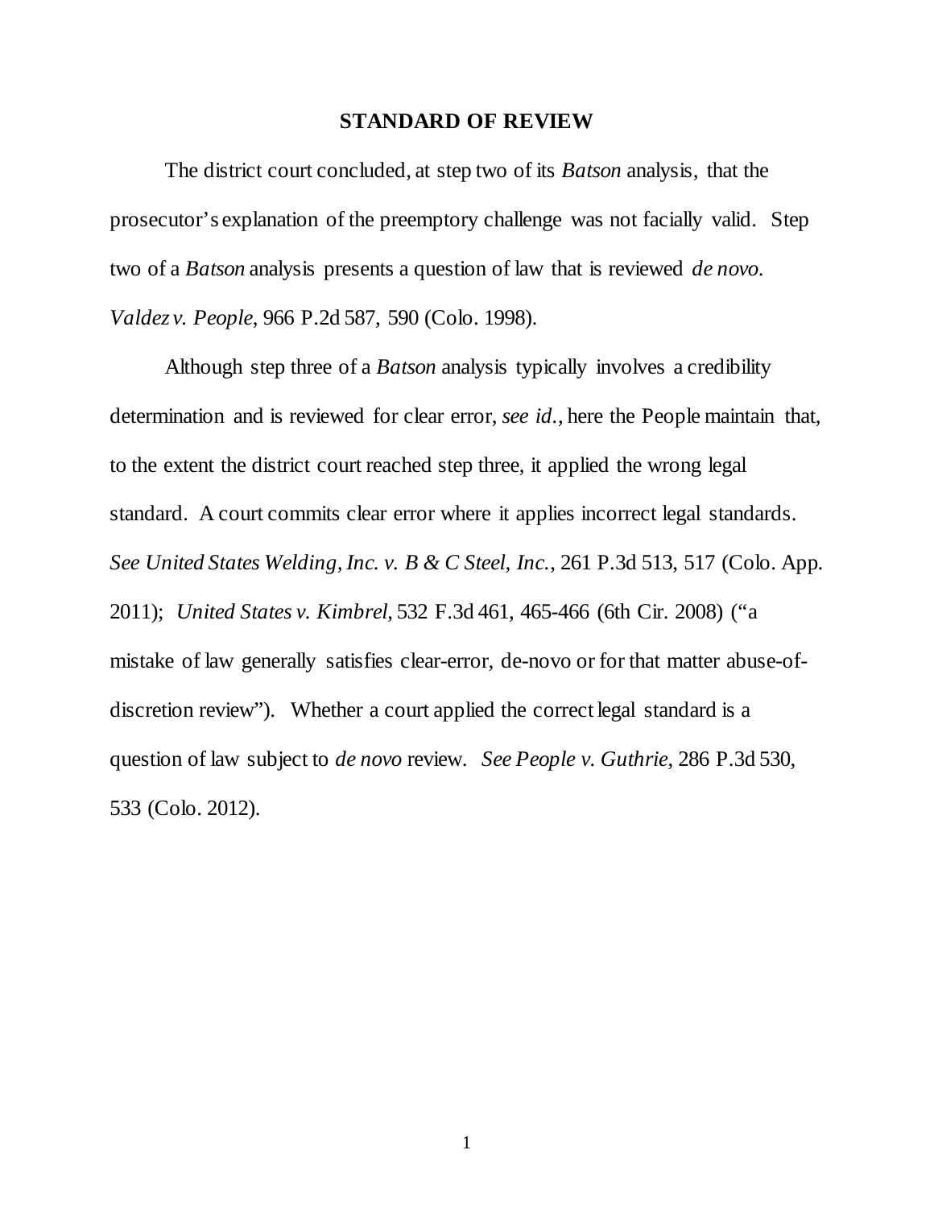## STANDARD OF REVIEW

The district court concluded, at step two of its *Batson* analysis, that the prosecutor's explanation of the preemptory challenge was not facially valid. Step two of a *Batson* analysis presents a question of law that is reviewed *de novo*. *Valdez v. People*, 966 P.2d 587, 590 (Colo. 1998).

Although step three of a *Batson* analysis typically involves a credibility determination and is reviewed for clear error, *see id.*, here the People maintain that, to the extent the district court reached step three, it applied the wrong legal standard. A court commits clear error where it applies incorrect legal standards. *See United States Welding, Inc. v. B & C Steel, Inc.*, 261 P.3d 513, 517 (Colo. App. 2011); *United States v. Kimbrel*, 532 F.3d 461, 465-466 (6th Cir. 2008) ("a mistake of law generally satisfies clear-error, de-novo or for that matter abuse-of-discretion review"). Whether a court applied the correct legal standard is a question of law subject to *de novo* review. *See People v. Guthrie*, 286 P.3d 530, 533 (Colo. 2012).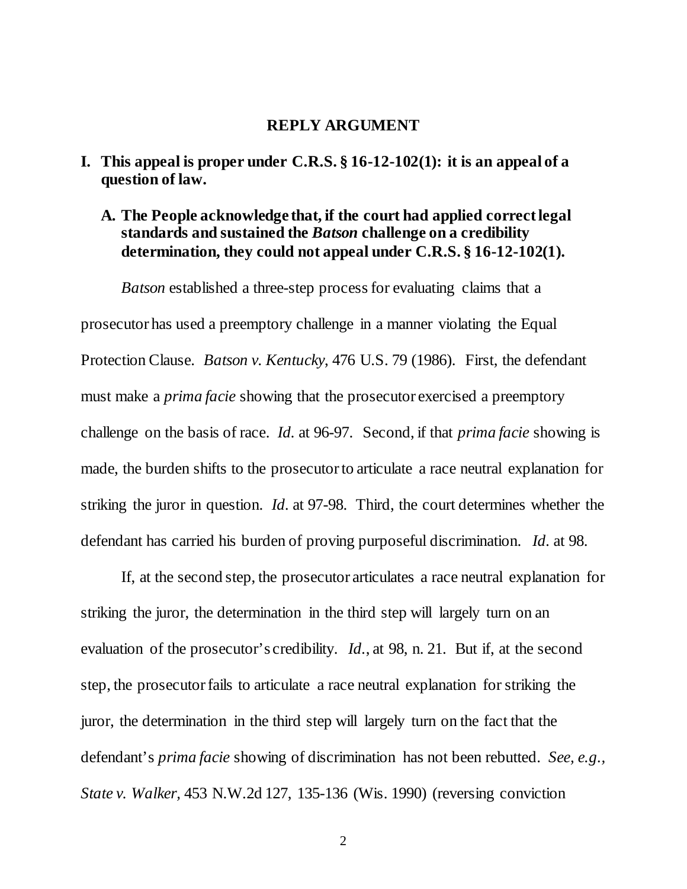## REPLY ARGUMENT

### I. This appeal is proper under C.R.S. § 16-12-102(1): it is an appeal of a question of law.

#### A. The People acknowledge that, if the court had applied correct legal standards and sustained the *Batson* challenge on a credibility determination, they could not appeal under C.R.S. § 16-12-102(1).

*Batson* established a three-step process for evaluating claims that a prosecutor has used a preemptory challenge in a manner violating the Equal Protection Clause. *Batson v. Kentucky*, 476 U.S. 79 (1986). First, the defendant must make a *prima facie* showing that the prosecutor exercised a preemptory challenge on the basis of race. *Id.* at 96-97. Second, if that *prima facie* showing is made, the burden shifts to the prosecutor to articulate a race neutral explanation for striking the juror in question. *Id.* at 97-98. Third, the court determines whether the defendant has carried his burden of proving purposeful discrimination. *Id.* at 98.

If, at the second step, the prosecutor articulates a race neutral explanation for striking the juror, the determination in the third step will largely turn on an evaluation of the prosecutor's credibility. *Id.*, at 98, n. 21. But if, at the second step, the prosecutor fails to articulate a race neutral explanation for striking the juror, the determination in the third step will largely turn on the fact that the defendant's *prima facie* showing of discrimination has not been rebutted. *See, e.g.*, *State v. Walker*, 453 N.W.2d 127, 135-136 (Wis. 1990) (reversing conviction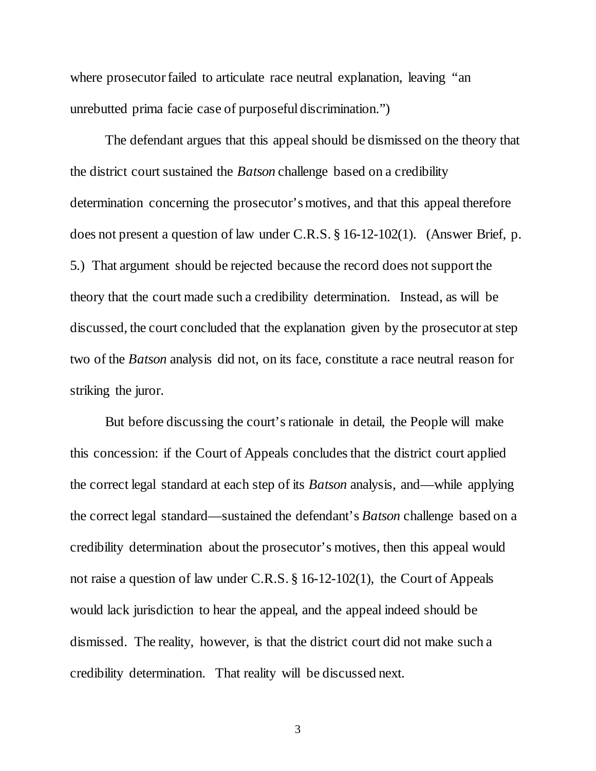where prosecutor failed to articulate race neutral explanation, leaving "an unrebutted prima facie case of purposeful discrimination.")

The defendant argues that this appeal should be dismissed on the theory that the district court sustained the *Batson* challenge based on a credibility determination concerning the prosecutor's motives, and that this appeal therefore does not present a question of law under C.R.S. § 16-12-102(1). (Answer Brief, p. 5.) That argument should be rejected because the record does not support the theory that the court made such a credibility determination. Instead, as will be discussed, the court concluded that the explanation given by the prosecutor at step two of the *Batson* analysis did not, on its face, constitute a race neutral reason for striking the juror.

But before discussing the court's rationale in detail, the People will make this concession: if the Court of Appeals concludes that the district court applied the correct legal standard at each step of its *Batson* analysis, and—while applying the correct legal standard—sustained the defendant's *Batson* challenge based on a credibility determination about the prosecutor's motives, then this appeal would not raise a question of law under C.R.S. § 16-12-102(1), the Court of Appeals would lack jurisdiction to hear the appeal, and the appeal indeed should be dismissed. The reality, however, is that the district court did not make such a credibility determination. That reality will be discussed next.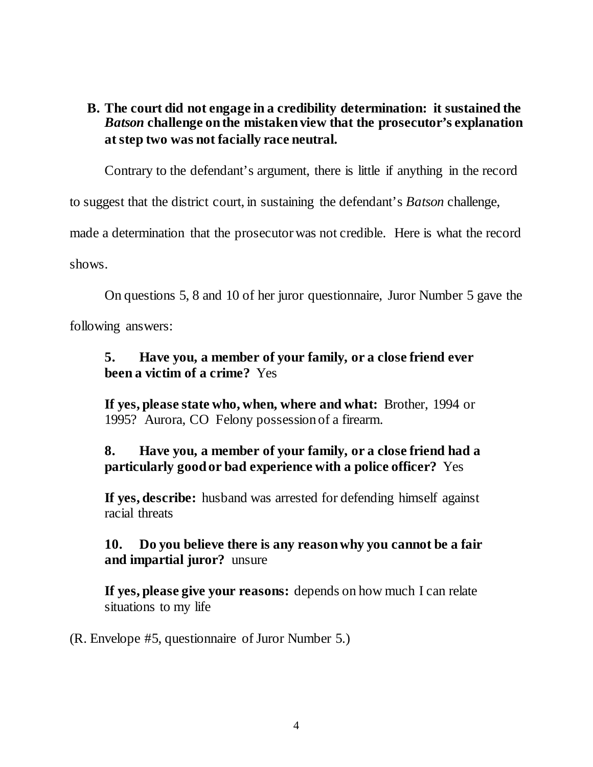**B. The court did not engage in a credibility determination: it sustained the *Batson* challenge on the mistaken view that the prosecutor's explanation at step two was not facially race neutral.**

Contrary to the defendant's argument, there is little if anything in the record to suggest that the district court, in sustaining the defendant's *Batson* challenge, made a determination that the prosecutor was not credible. Here is what the record shows.

On questions 5, 8 and 10 of her juror questionnaire, Juror Number 5 gave the following answers:

> **5. Have you, a member of your family, or a close friend ever been a victim of a crime?** Yes
>
> **If yes, please state who, when, where and what:** Brother, 1994 or 1995? Aurora, CO Felony possession of a firearm.
>
> **8. Have you, a member of your family, or a close friend had a particularly good or bad experience with a police officer?** Yes
>
> **If yes, describe:** husband was arrested for defending himself against racial threats
>
> **10. Do you believe there is any reason why you cannot be a fair and impartial juror?** unsure
>
> **If yes, please give your reasons:** depends on how much I can relate situations to my life

(R. Envelope #5, questionnaire of Juror Number 5.)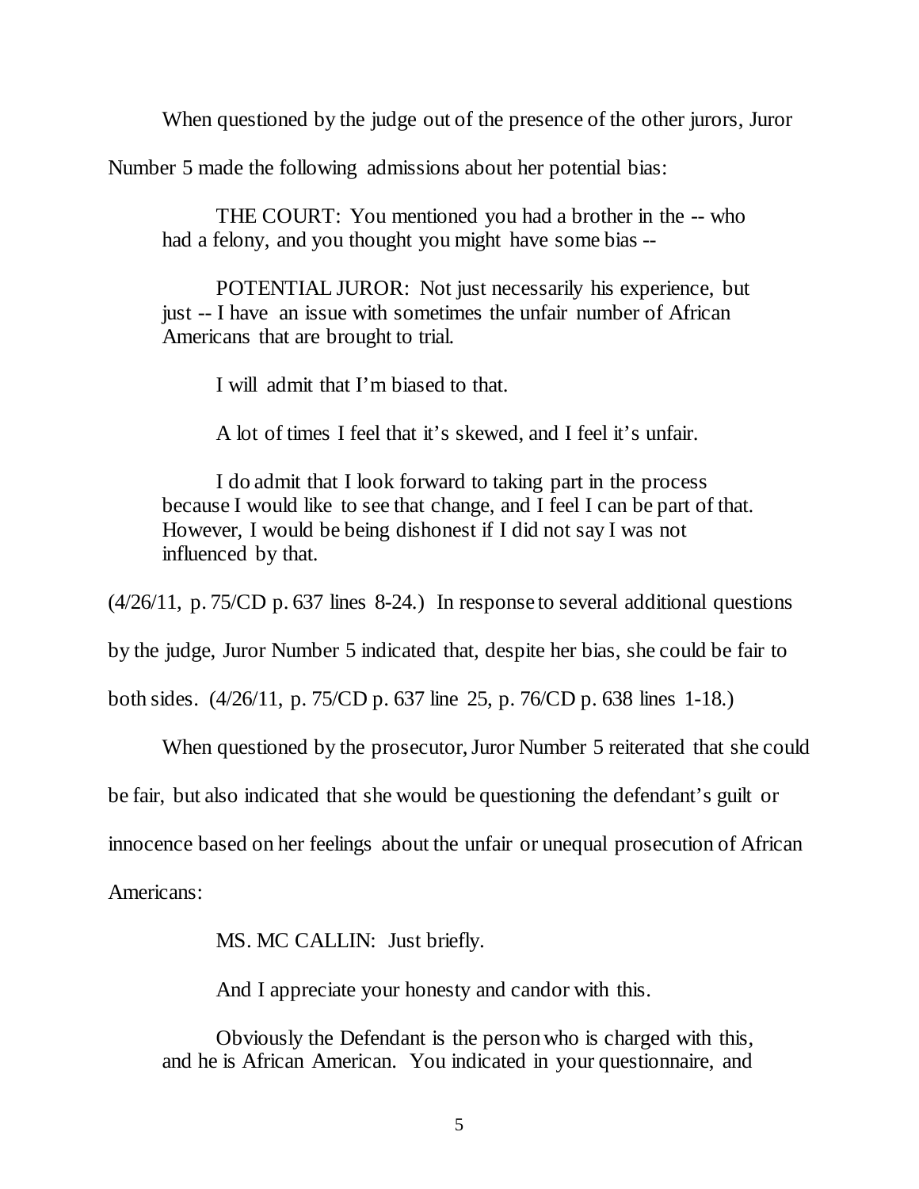When questioned by the judge out of the presence of the other jurors, Juror Number 5 made the following admissions about her potential bias:

> THE COURT: You mentioned you had a brother in the -- who had a felony, and you thought you might have some bias --
>
> POTENTIAL JUROR: Not just necessarily his experience, but just -- I have an issue with sometimes the unfair number of African Americans that are brought to trial.
>
> I will admit that I'm biased to that.
>
> A lot of times I feel that it's skewed, and I feel it's unfair.
>
> I do admit that I look forward to taking part in the process because I would like to see that change, and I feel I can be part of that. However, I would be being dishonest if I did not say I was not influenced by that.

(4/26/11, p. 75/CD p. 637 lines 8-24.) In response to several additional questions by the judge, Juror Number 5 indicated that, despite her bias, she could be fair to both sides. (4/26/11, p. 75/CD p. 637 line 25, p. 76/CD p. 638 lines 1-18.)

When questioned by the prosecutor, Juror Number 5 reiterated that she could be fair, but also indicated that she would be questioning the defendant's guilt or innocence based on her feelings about the unfair or unequal prosecution of African Americans:

> MS. MC CALLIN: Just briefly.
>
> And I appreciate your honesty and candor with this.
>
> Obviously the Defendant is the person who is charged with this, and he is African American. You indicated in your questionnaire, and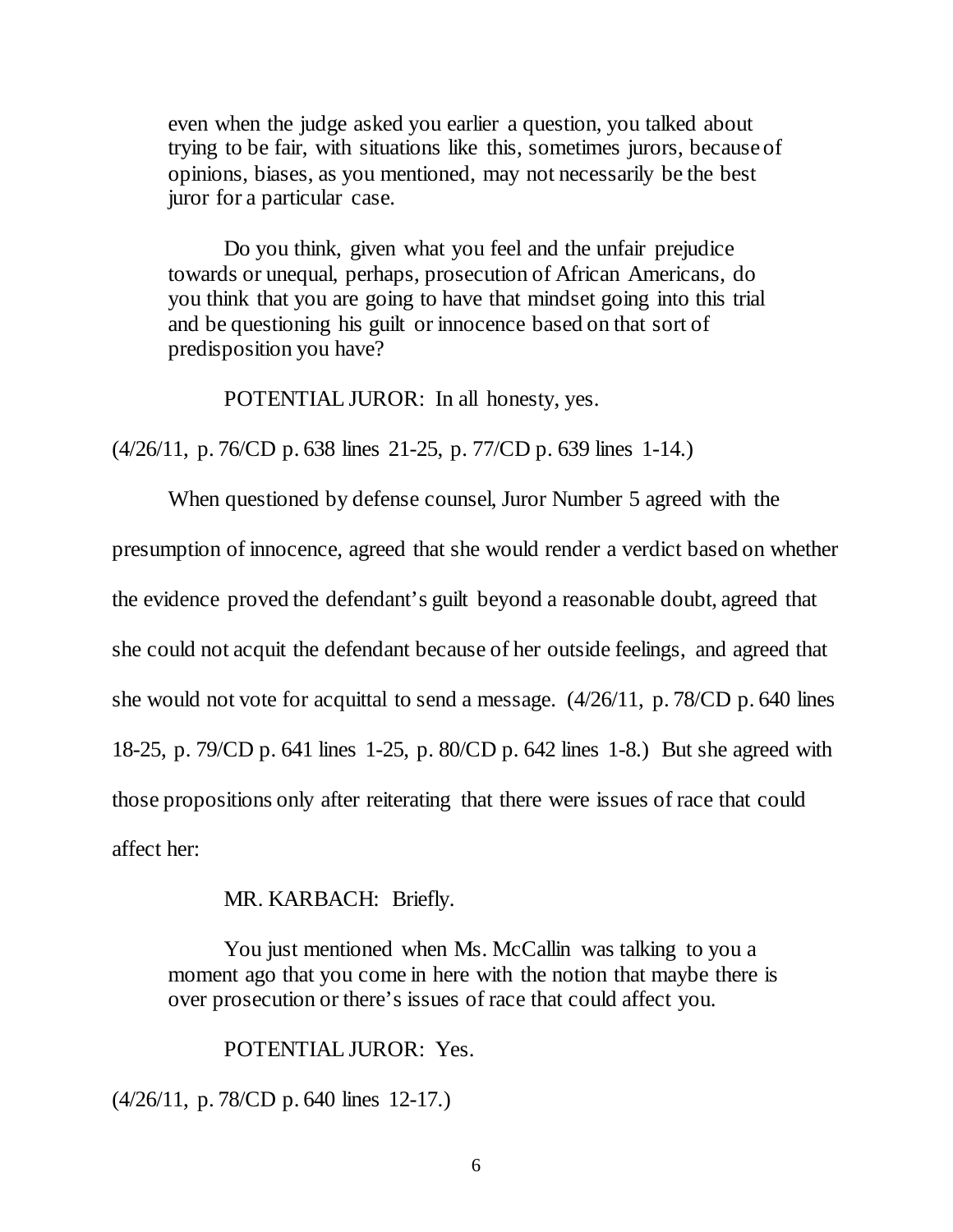> even when the judge asked you earlier a question, you talked about trying to be fair, with situations like this, sometimes jurors, because of opinions, biases, as you mentioned, may not necessarily be the best juror for a particular case.
>
> Do you think, given what you feel and the unfair prejudice towards or unequal, perhaps, prosecution of African Americans, do you think that you are going to have that mindset going into this trial and be questioning his guilt or innocence based on that sort of predisposition you have?
>
> POTENTIAL JUROR: In all honesty, yes.

(4/26/11, p. 76/CD p. 638 lines 21-25, p. 77/CD p. 639 lines 1-14.)

When questioned by defense counsel, Juror Number 5 agreed with the presumption of innocence, agreed that she would render a verdict based on whether the evidence proved the defendant's guilt beyond a reasonable doubt, agreed that she could not acquit the defendant because of her outside feelings, and agreed that she would not vote for acquittal to send a message. (4/26/11, p. 78/CD p. 640 lines 18-25, p. 79/CD p. 641 lines 1-25, p. 80/CD p. 642 lines 1-8.) But she agreed with those propositions only after reiterating that there were issues of race that could affect her:

> MR. KARBACH: Briefly.
>
> You just mentioned when Ms. McCallin was talking to you a moment ago that you come in here with the notion that maybe there is over prosecution or there's issues of race that could affect you.
>
> POTENTIAL JUROR: Yes.

(4/26/11, p. 78/CD p. 640 lines 12-17.)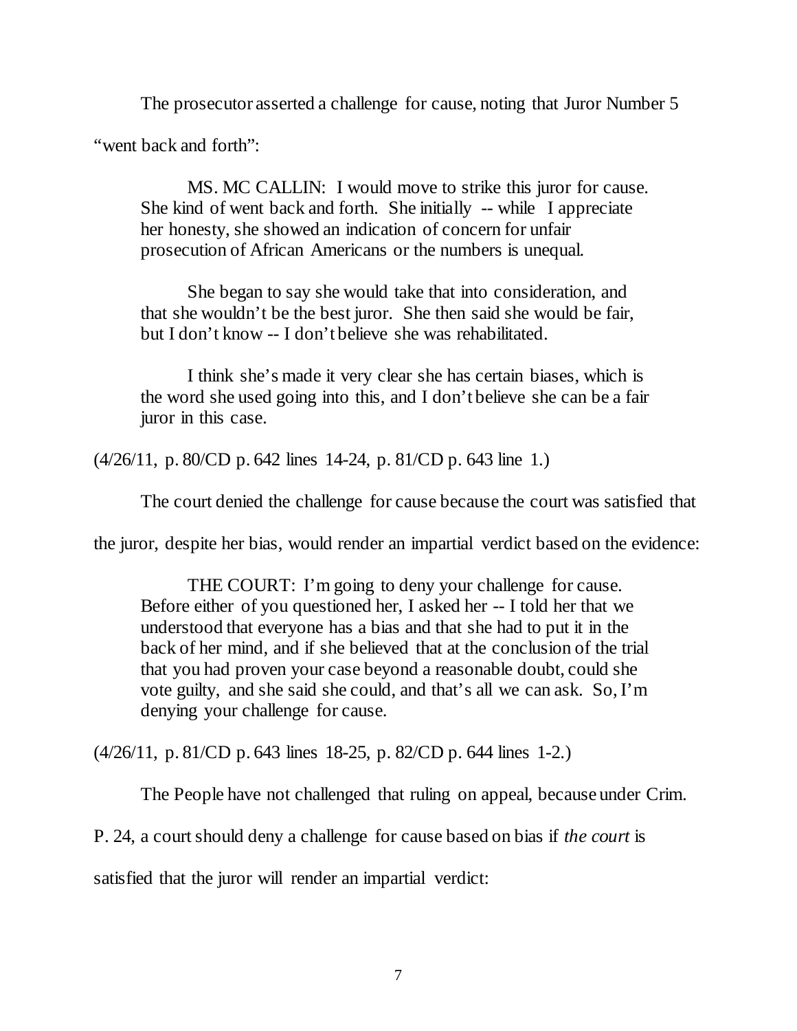The prosecutor asserted a challenge for cause, noting that Juror Number 5 "went back and forth":

> MS. MC CALLIN: I would move to strike this juror for cause. She kind of went back and forth. She initially -- while I appreciate her honesty, she showed an indication of concern for unfair prosecution of African Americans or the numbers is unequal.
>
> She began to say she would take that into consideration, and that she wouldn't be the best juror. She then said she would be fair, but I don't know -- I don't believe she was rehabilitated.
>
> I think she's made it very clear she has certain biases, which is the word she used going into this, and I don't believe she can be a fair juror in this case.

(4/26/11, p. 80/CD p. 642 lines 14-24, p. 81/CD p. 643 line 1.)

The court denied the challenge for cause because the court was satisfied that the juror, despite her bias, would render an impartial verdict based on the evidence:

> THE COURT: I'm going to deny your challenge for cause. Before either of you questioned her, I asked her -- I told her that we understood that everyone has a bias and that she had to put it in the back of her mind, and if she believed that at the conclusion of the trial that you had proven your case beyond a reasonable doubt, could she vote guilty, and she said she could, and that's all we can ask. So, I'm denying your challenge for cause.

(4/26/11, p. 81/CD p. 643 lines 18-25, p. 82/CD p. 644 lines 1-2.)

The People have not challenged that ruling on appeal, because under Crim. P. 24, a court should deny a challenge for cause based on bias if *the court* is satisfied that the juror will render an impartial verdict: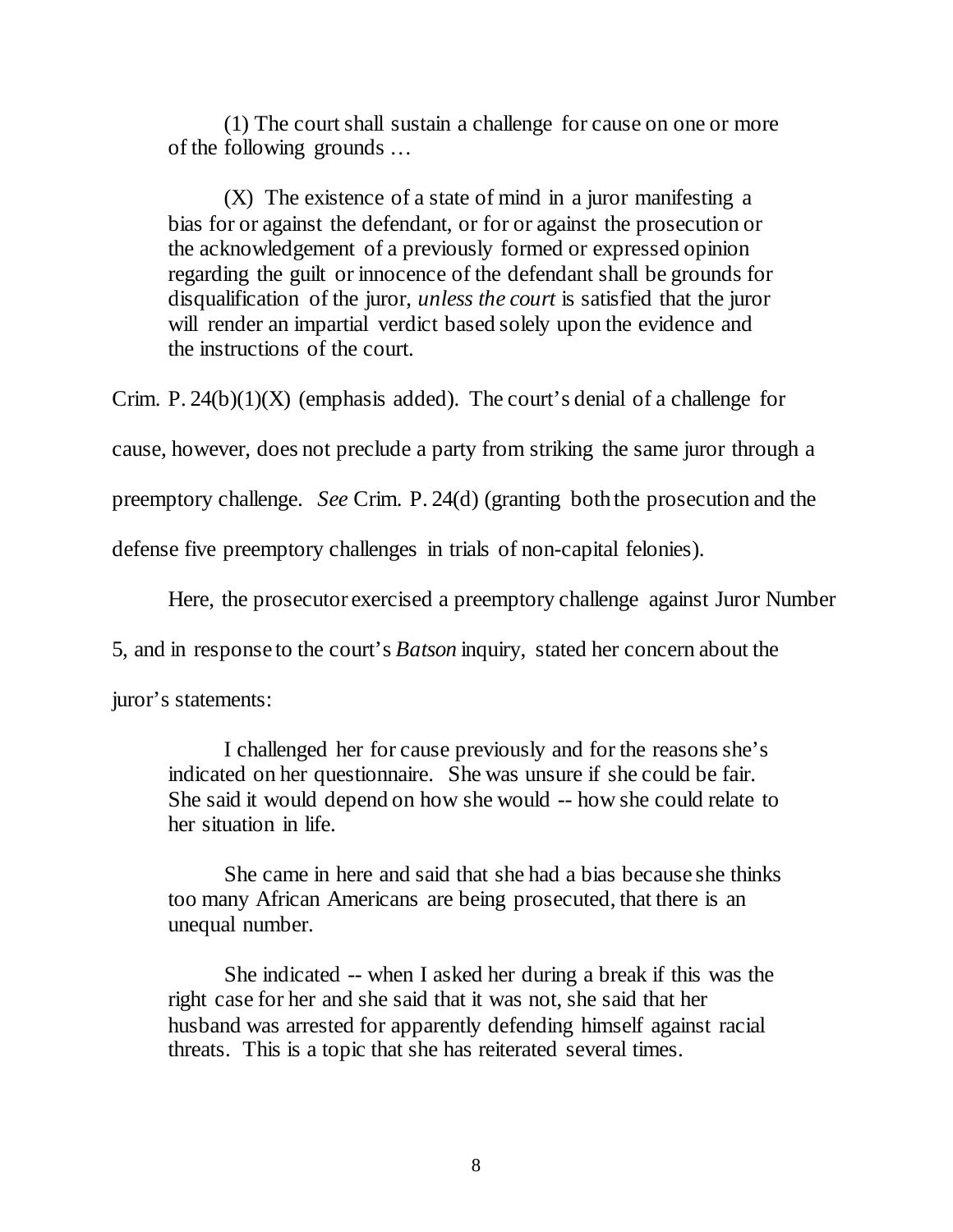> (1) The court shall sustain a challenge for cause on one or more of the following grounds …
>
> (X) The existence of a state of mind in a juror manifesting a bias for or against the defendant, or for or against the prosecution or the acknowledgement of a previously formed or expressed opinion regarding the guilt or innocence of the defendant shall be grounds for disqualification of the juror, *unless the court* is satisfied that the juror will render an impartial verdict based solely upon the evidence and the instructions of the court.

Crim. P. 24(b)(1)(X) (emphasis added). The court's denial of a challenge for cause, however, does not preclude a party from striking the same juror through a preemptory challenge. *See* Crim. P. 24(d) (granting both the prosecution and the defense five preemptory challenges in trials of non-capital felonies).

Here, the prosecutor exercised a preemptory challenge against Juror Number 5, and in response to the court's *Batson* inquiry, stated her concern about the juror's statements:

> I challenged her for cause previously and for the reasons she's indicated on her questionnaire. She was unsure if she could be fair. She said it would depend on how she would -- how she could relate to her situation in life.
>
> She came in here and said that she had a bias because she thinks too many African Americans are being prosecuted, that there is an unequal number.
>
> She indicated -- when I asked her during a break if this was the right case for her and she said that it was not, she said that her husband was arrested for apparently defending himself against racial threats. This is a topic that she has reiterated several times.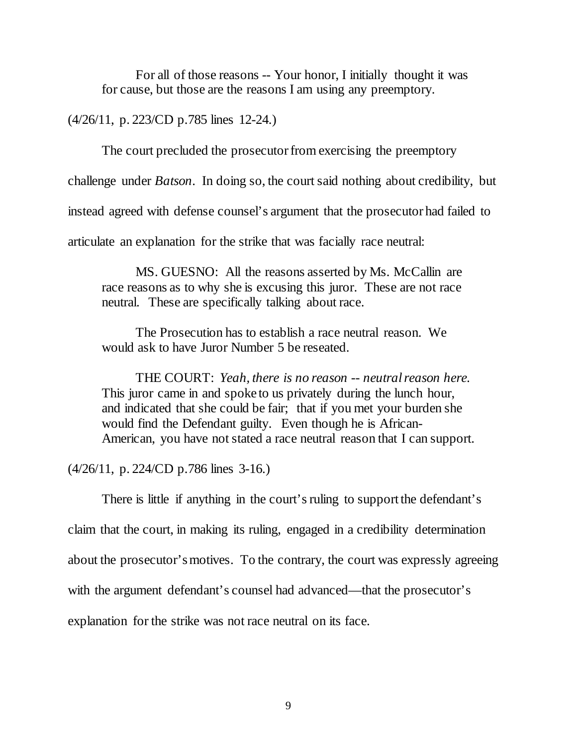> For all of those reasons -- Your honor, I initially thought it was for cause, but those are the reasons I am using any preemptory.

(4/26/11, p. 223/CD p.785 lines 12-24.)

The court precluded the prosecutor from exercising the preemptory challenge under *Batson*. In doing so, the court said nothing about credibility, but instead agreed with defense counsel's argument that the prosecutor had failed to articulate an explanation for the strike that was facially race neutral:

> MS. GUESNO: All the reasons asserted by Ms. McCallin are race reasons as to why she is excusing this juror. These are not race neutral. These are specifically talking about race.
>
> The Prosecution has to establish a race neutral reason. We would ask to have Juror Number 5 be reseated.
>
> THE COURT: *Yeah, there is no reason -- neutral reason here.* This juror came in and spoke to us privately during the lunch hour, and indicated that she could be fair; that if you met your burden she would find the Defendant guilty. Even though he is African-American, you have not stated a race neutral reason that I can support.

(4/26/11, p. 224/CD p.786 lines 3-16.)

There is little if anything in the court's ruling to support the defendant's claim that the court, in making its ruling, engaged in a credibility determination about the prosecutor's motives. To the contrary, the court was expressly agreeing with the argument defendant's counsel had advanced—that the prosecutor's explanation for the strike was not race neutral on its face.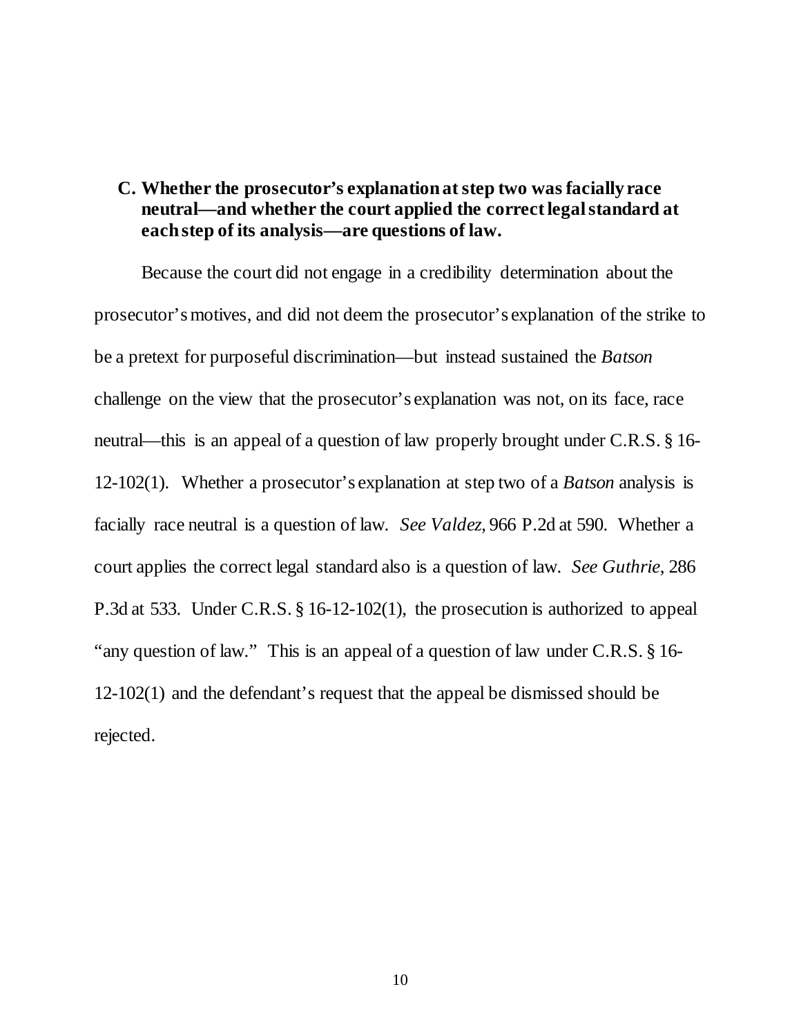### C. Whether the prosecutor's explanation at step two was facially race neutral—and whether the court applied the correct legal standard at each step of its analysis—are questions of law.

Because the court did not engage in a credibility determination about the prosecutor's motives, and did not deem the prosecutor's explanation of the strike to be a pretext for purposeful discrimination—but instead sustained the *Batson* challenge on the view that the prosecutor's explanation was not, on its face, race neutral—this is an appeal of a question of law properly brought under C.R.S. § 16-12-102(1). Whether a prosecutor's explanation at step two of a *Batson* analysis is facially race neutral is a question of law. *See Valdez*, 966 P.2d at 590. Whether a court applies the correct legal standard also is a question of law. *See Guthrie*, 286 P.3d at 533. Under C.R.S. § 16-12-102(1), the prosecution is authorized to appeal "any question of law." This is an appeal of a question of law under C.R.S. § 16-12-102(1) and the defendant's request that the appeal be dismissed should be rejected.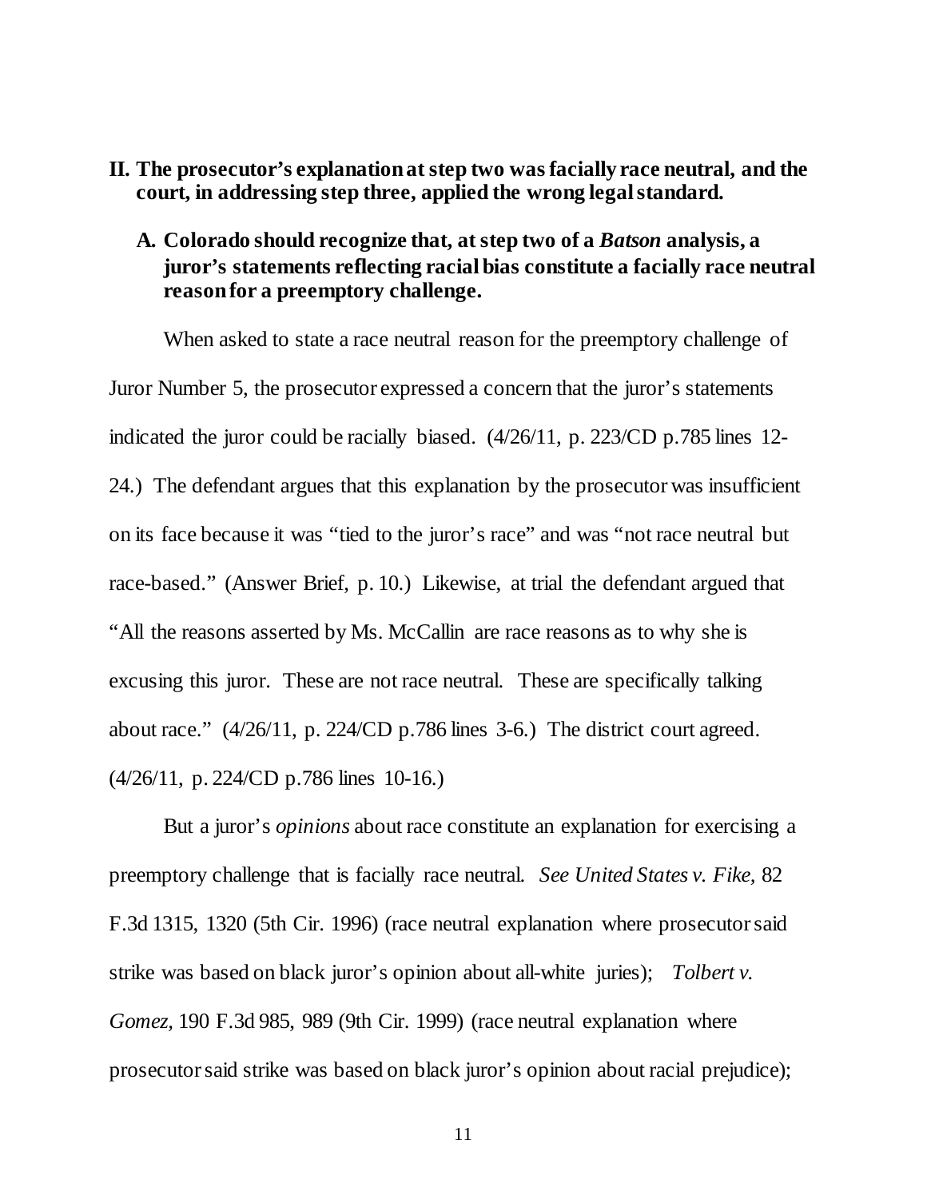## II. The prosecutor's explanation at step two was facially race neutral, and the court, in addressing step three, applied the wrong legal standard.

### A. Colorado should recognize that, at step two of a *Batson* analysis, a juror's statements reflecting racial bias constitute a facially race neutral reason for a preemptory challenge.

When asked to state a race neutral reason for the preemptory challenge of Juror Number 5, the prosecutor expressed a concern that the juror's statements indicated the juror could be racially biased. (4/26/11, p. 223/CD p.785 lines 12-24.) The defendant argues that this explanation by the prosecutor was insufficient on its face because it was "tied to the juror's race" and was "not race neutral but race-based." (Answer Brief, p. 10.) Likewise, at trial the defendant argued that "All the reasons asserted by Ms. McCallin are race reasons as to why she is excusing this juror. These are not race neutral. These are specifically talking about race." (4/26/11, p. 224/CD p.786 lines 3-6.) The district court agreed. (4/26/11, p. 224/CD p.786 lines 10-16.)

But a juror's *opinions* about race constitute an explanation for exercising a preemptory challenge that is facially race neutral. *See United States v. Fike*, 82 F.3d 1315, 1320 (5th Cir. 1996) (race neutral explanation where prosecutor said strike was based on black juror's opinion about all-white juries); *Tolbert v. Gomez*, 190 F.3d 985, 989 (9th Cir. 1999) (race neutral explanation where prosecutor said strike was based on black juror's opinion about racial prejudice);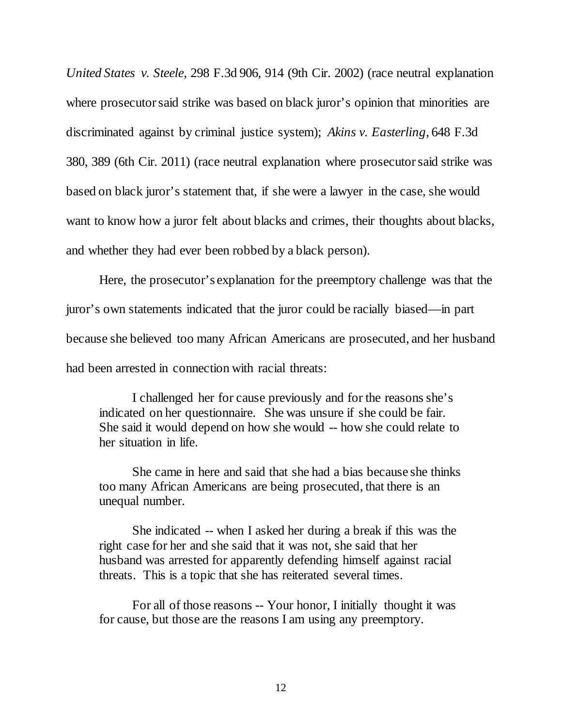*United States v. Steele*, 298 F.3d 906, 914 (9th Cir. 2002) (race neutral explanation where prosecutor said strike was based on black juror's opinion that minorities are discriminated against by criminal justice system); *Akins v. Easterling*, 648 F.3d 380, 389 (6th Cir. 2011) (race neutral explanation where prosecutor said strike was based on black juror's statement that, if she were a lawyer in the case, she would want to know how a juror felt about blacks and crimes, their thoughts about blacks, and whether they had ever been robbed by a black person).

Here, the prosecutor's explanation for the preemptory challenge was that the juror's own statements indicated that the juror could be racially biased—in part because she believed too many African Americans are prosecuted, and her husband had been arrested in connection with racial threats:

> I challenged her for cause previously and for the reasons she's indicated on her questionnaire. She was unsure if she could be fair. She said it would depend on how she would -- how she could relate to her situation in life.
>
> She came in here and said that she had a bias because she thinks too many African Americans are being prosecuted, that there is an unequal number.
>
> She indicated -- when I asked her during a break if this was the right case for her and she said that it was not, she said that her husband was arrested for apparently defending himself against racial threats. This is a topic that she has reiterated several times.
>
> For all of those reasons -- Your honor, I initially thought it was for cause, but those are the reasons I am using any preemptory.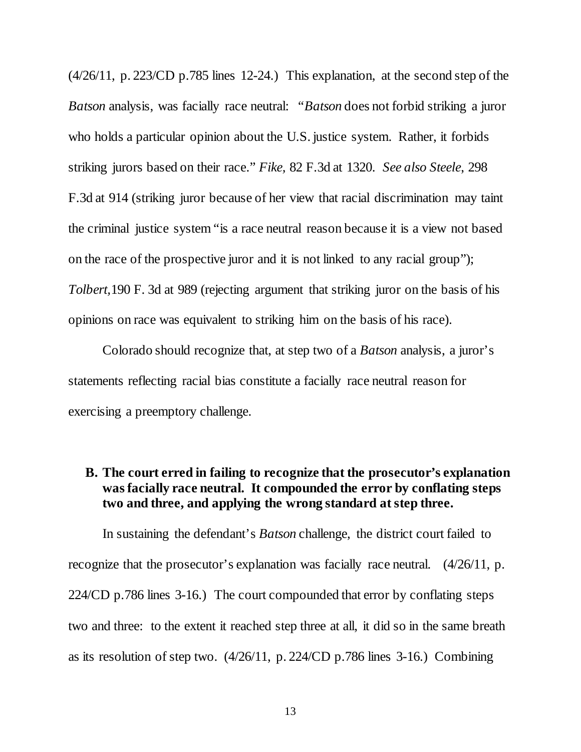(4/26/11, p. 223/CD p.785 lines 12-24.) This explanation, at the second step of the *Batson* analysis, was facially race neutral: "*Batson* does not forbid striking a juror who holds a particular opinion about the U.S. justice system. Rather, it forbids striking jurors based on their race." *Fike,* 82 F.3d at 1320. *See also Steele,* 298 F.3d at 914 (striking juror because of her view that racial discrimination may taint the criminal justice system "is a race neutral reason because it is a view not based on the race of the prospective juror and it is not linked to any racial group"); *Tolbert,*190 F. 3d at 989 (rejecting argument that striking juror on the basis of his opinions on race was equivalent to striking him on the basis of his race).

Colorado should recognize that, at step two of a *Batson* analysis, a juror's statements reflecting racial bias constitute a facially race neutral reason for exercising a preemptory challenge.

### B. The court erred in failing to recognize that the prosecutor's explanation was facially race neutral. It compounded the error by conflating steps two and three, and applying the wrong standard at step three.

In sustaining the defendant's *Batson* challenge, the district court failed to recognize that the prosecutor's explanation was facially race neutral. (4/26/11, p. 224/CD p.786 lines 3-16.) The court compounded that error by conflating steps two and three: to the extent it reached step three at all, it did so in the same breath as its resolution of step two. (4/26/11, p. 224/CD p.786 lines 3-16.) Combining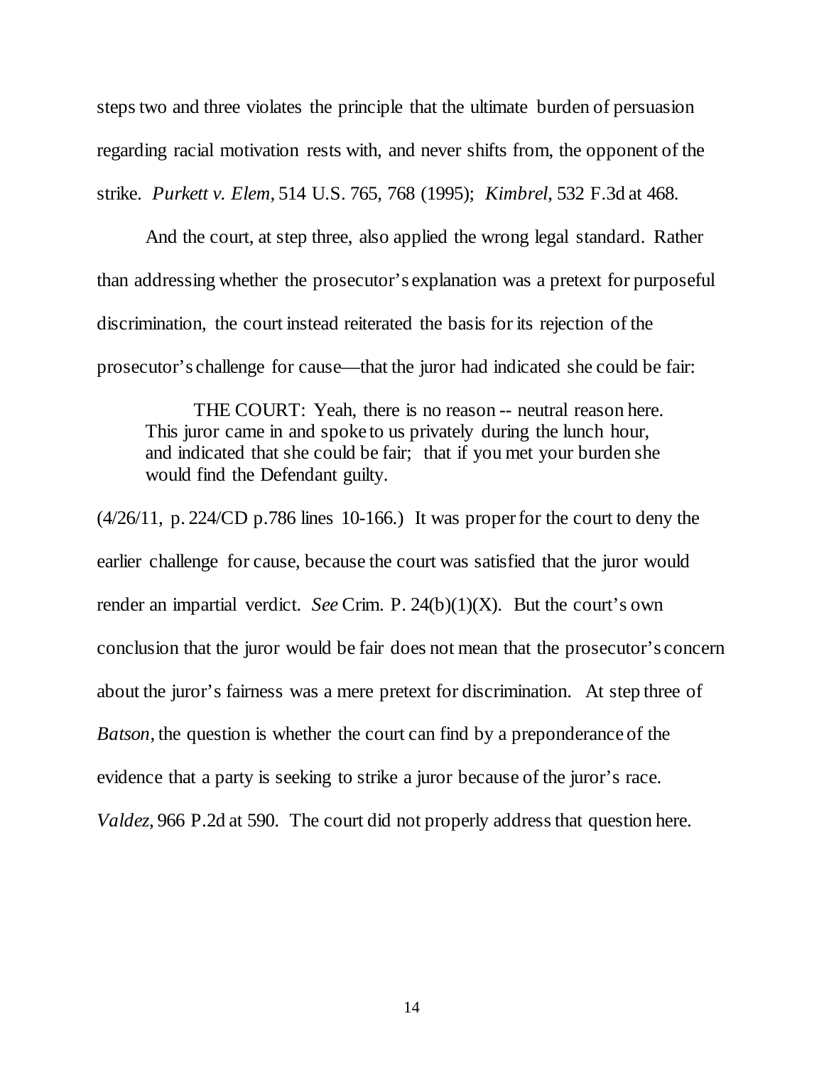steps two and three violates the principle that the ultimate burden of persuasion regarding racial motivation rests with, and never shifts from, the opponent of the strike. *Purkett v. Elem*, 514 U.S. 765, 768 (1995); *Kimbrel*, 532 F.3d at 468.

And the court, at step three, also applied the wrong legal standard. Rather than addressing whether the prosecutor's explanation was a pretext for purposeful discrimination, the court instead reiterated the basis for its rejection of the prosecutor's challenge for cause—that the juror had indicated she could be fair:

> THE COURT: Yeah, there is no reason -- neutral reason here. This juror came in and spoke to us privately during the lunch hour, and indicated that she could be fair; that if you met your burden she would find the Defendant guilty.

(4/26/11, p. 224/CD p.786 lines 10-166.) It was proper for the court to deny the earlier challenge for cause, because the court was satisfied that the juror would render an impartial verdict. *See* Crim. P. 24(b)(1)(X). But the court's own conclusion that the juror would be fair does not mean that the prosecutor's concern about the juror's fairness was a mere pretext for discrimination. At step three of *Batson*, the question is whether the court can find by a preponderance of the evidence that a party is seeking to strike a juror because of the juror's race. *Valdez*, 966 P.2d at 590. The court did not properly address that question here.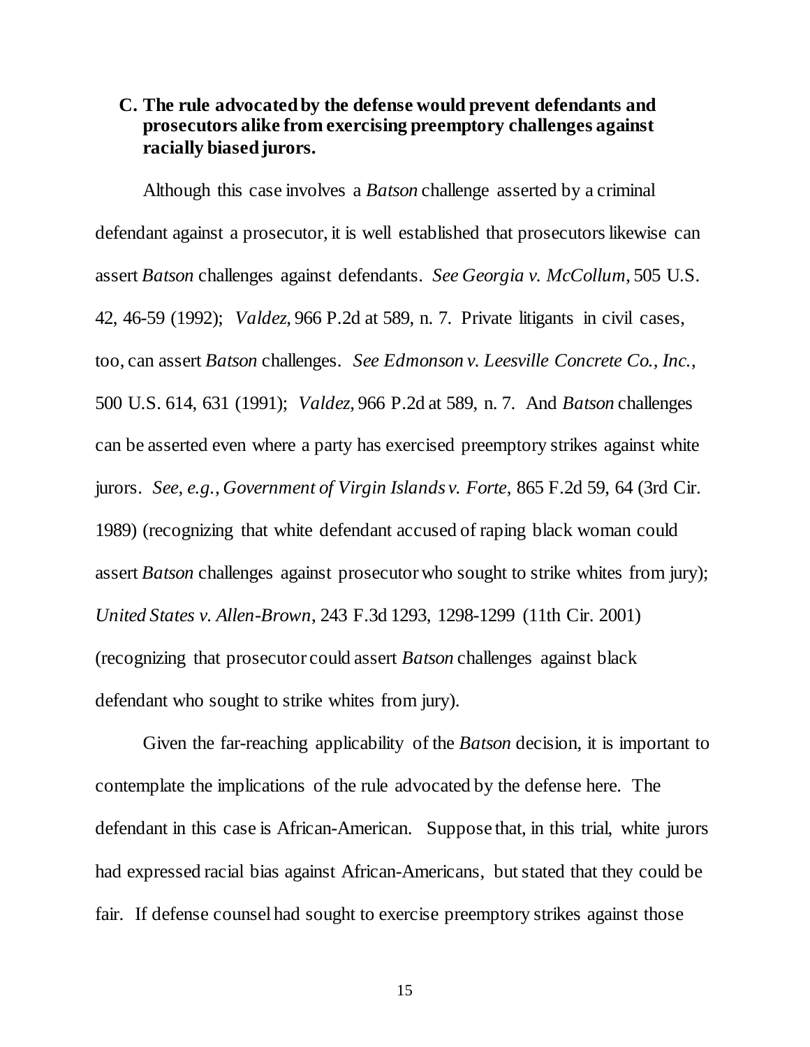### C. The rule advocated by the defense would prevent defendants and prosecutors alike from exercising preemptory challenges against racially biased jurors.

Although this case involves a *Batson* challenge asserted by a criminal defendant against a prosecutor, it is well established that prosecutors likewise can assert *Batson* challenges against defendants. *See Georgia v. McCollum*, 505 U.S. 42, 46-59 (1992); *Valdez*, 966 P.2d at 589, n. 7. Private litigants in civil cases, too, can assert *Batson* challenges. *See Edmonson v. Leesville Concrete Co., Inc.*, 500 U.S. 614, 631 (1991); *Valdez*, 966 P.2d at 589, n. 7. And *Batson* challenges can be asserted even where a party has exercised preemptory strikes against white jurors. *See, e.g., Government of Virgin Islands v. Forte*, 865 F.2d 59, 64 (3rd Cir. 1989) (recognizing that white defendant accused of raping black woman could assert *Batson* challenges against prosecutor who sought to strike whites from jury); *United States v. Allen-Brown*, 243 F.3d 1293, 1298-1299 (11th Cir. 2001) (recognizing that prosecutor could assert *Batson* challenges against black defendant who sought to strike whites from jury).

Given the far-reaching applicability of the *Batson* decision, it is important to contemplate the implications of the rule advocated by the defense here. The defendant in this case is African-American. Suppose that, in this trial, white jurors had expressed racial bias against African-Americans, but stated that they could be fair. If defense counsel had sought to exercise preemptory strikes against those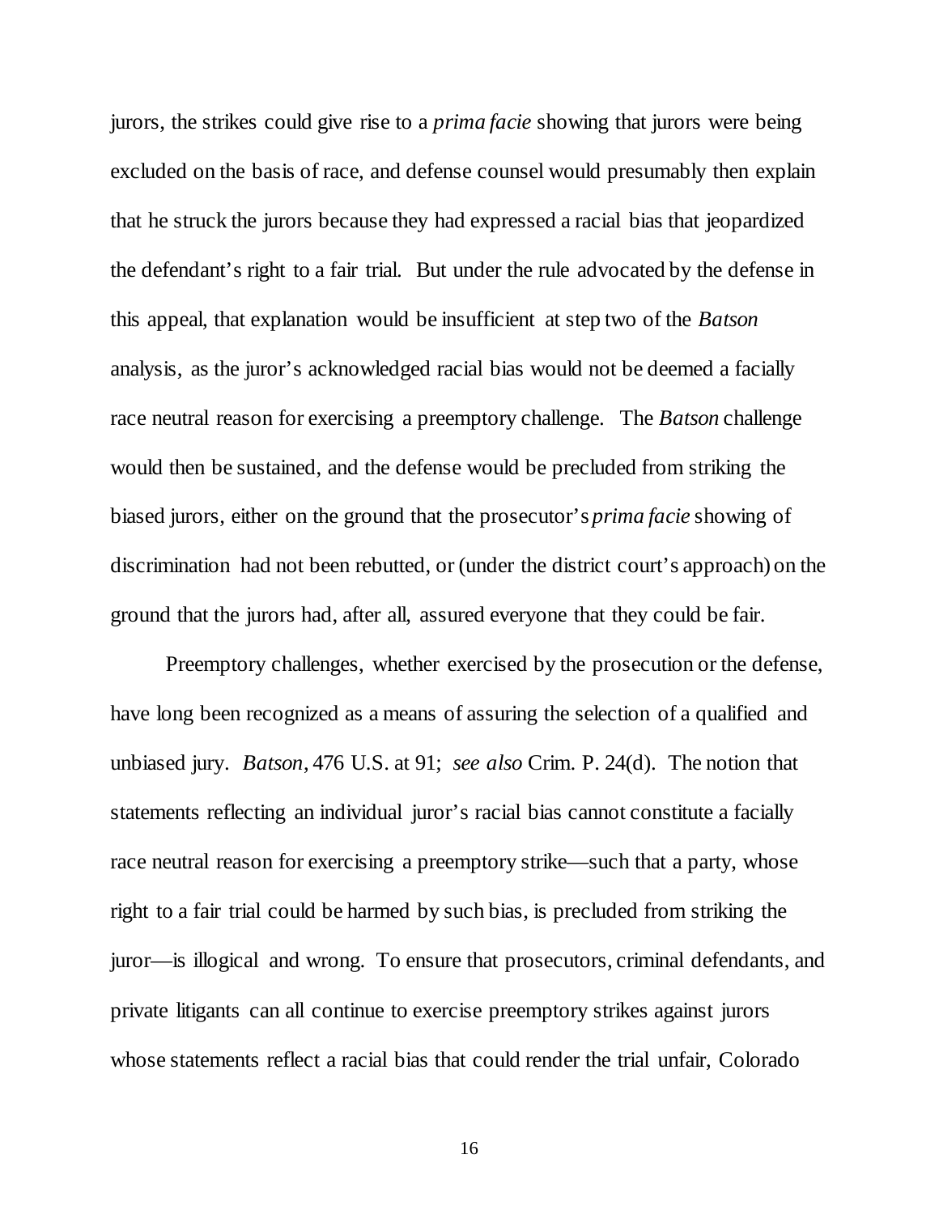jurors, the strikes could give rise to a *prima facie* showing that jurors were being excluded on the basis of race, and defense counsel would presumably then explain that he struck the jurors because they had expressed a racial bias that jeopardized the defendant's right to a fair trial. But under the rule advocated by the defense in this appeal, that explanation would be insufficient at step two of the *Batson* analysis, as the juror's acknowledged racial bias would not be deemed a facially race neutral reason for exercising a preemptory challenge. The *Batson* challenge would then be sustained, and the defense would be precluded from striking the biased jurors, either on the ground that the prosecutor's *prima facie* showing of discrimination had not been rebutted, or (under the district court's approach) on the ground that the jurors had, after all, assured everyone that they could be fair.

Preemptory challenges, whether exercised by the prosecution or the defense, have long been recognized as a means of assuring the selection of a qualified and unbiased jury. *Batson*, 476 U.S. at 91; *see also* Crim. P. 24(d). The notion that statements reflecting an individual juror's racial bias cannot constitute a facially race neutral reason for exercising a preemptory strike—such that a party, whose right to a fair trial could be harmed by such bias, is precluded from striking the juror—is illogical and wrong. To ensure that prosecutors, criminal defendants, and private litigants can all continue to exercise preemptory strikes against jurors whose statements reflect a racial bias that could render the trial unfair, Colorado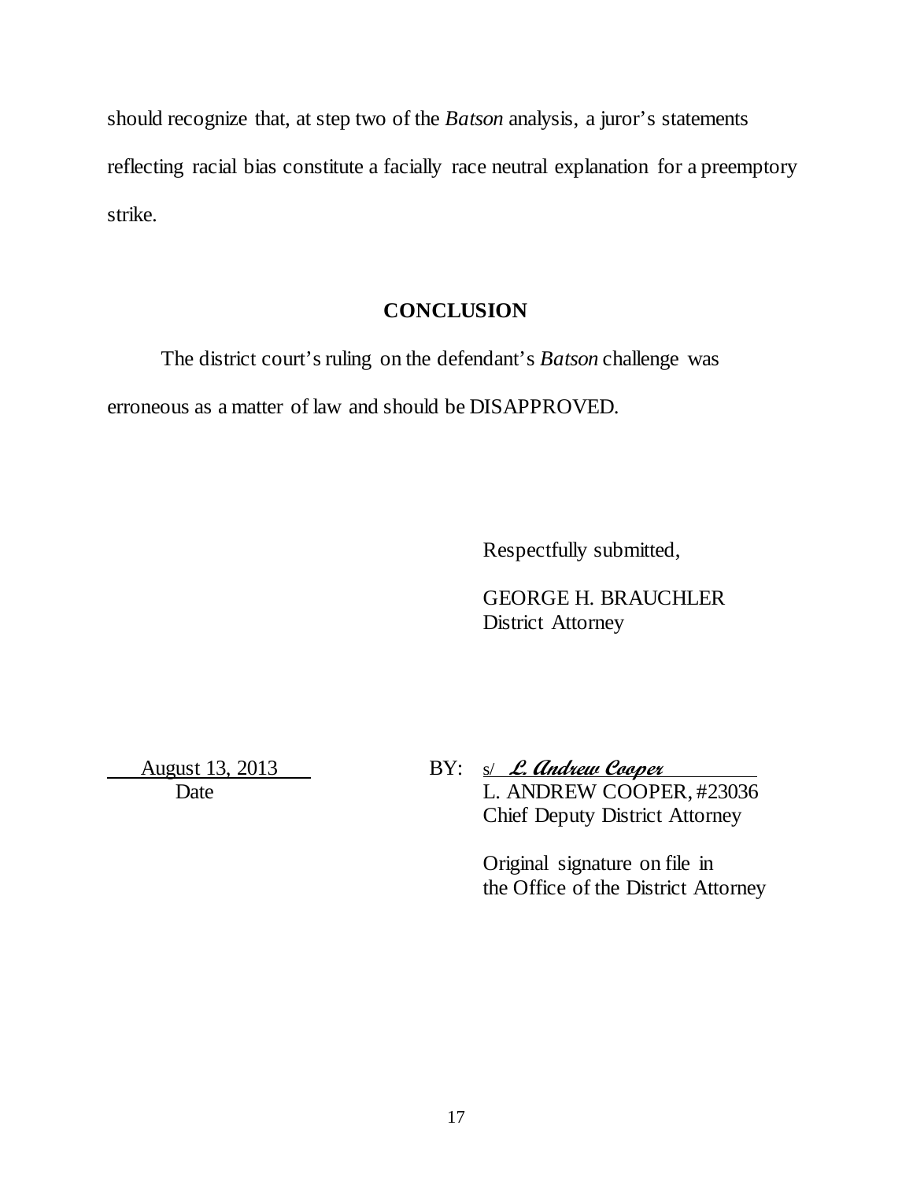should recognize that, at step two of the *Batson* analysis, a juror's statements reflecting racial bias constitute a facially race neutral explanation for a preemptory strike.

## CONCLUSION

The district court's ruling on the defendant's *Batson* challenge was erroneous as a matter of law and should be DISAPPROVED.

Respectfully submitted,

GEORGE H. BRAUCHLER
District Attorney

August 13, 2013
Date

BY: s/ ***L. Andrew Cooper***
L. ANDREW COOPER, #23036
Chief Deputy District Attorney

Original signature on file in the Office of the District Attorney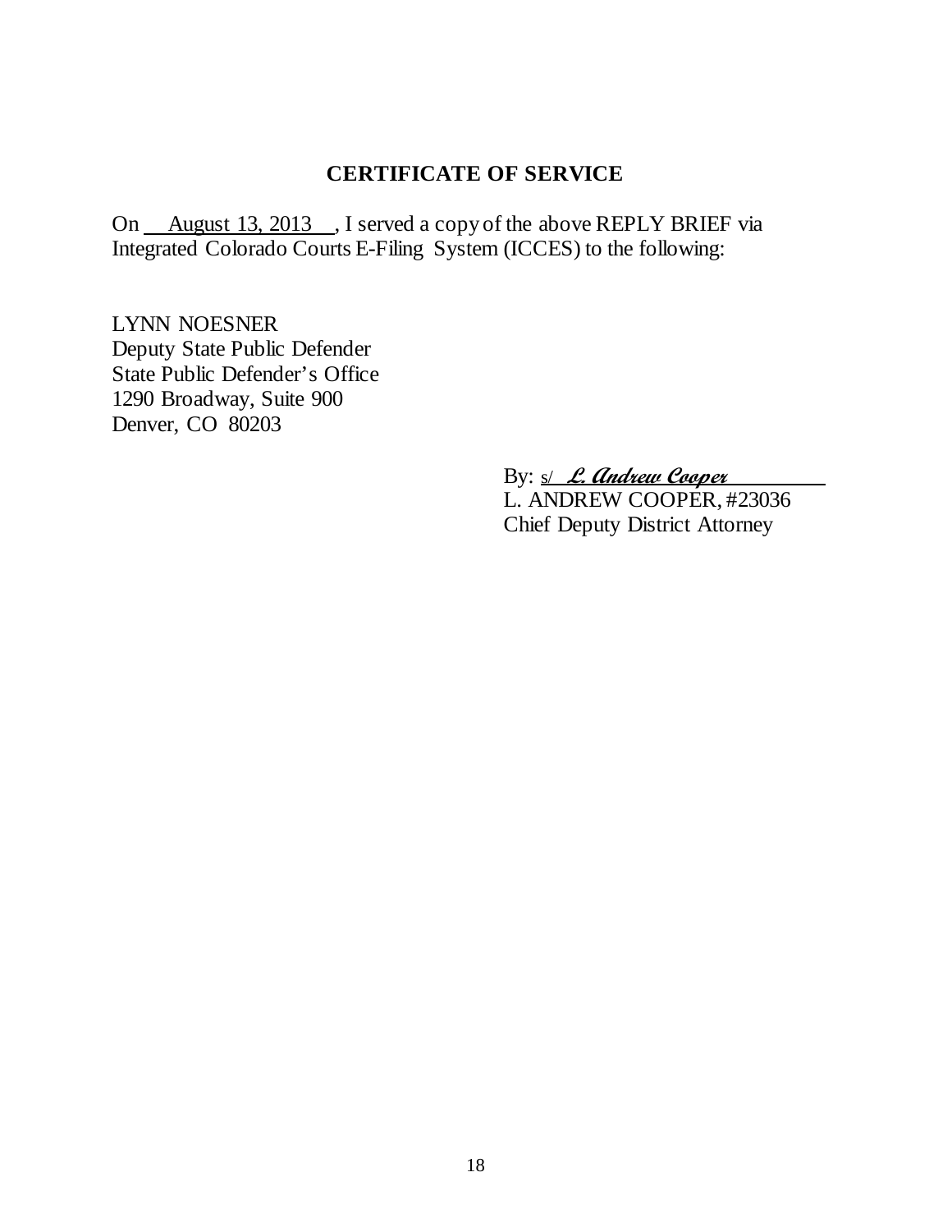## CERTIFICATE OF SERVICE

On August 13, 2013 , I served a copy of the above REPLY BRIEF via Integrated Colorado Courts E-Filing System (ICCES) to the following:

LYNN NOESNER
Deputy State Public Defender
State Public Defender's Office
1290 Broadway, Suite 900
Denver, CO 80203

By: s/ ***L. Andrew Cooper***
L. ANDREW COOPER, #23036
Chief Deputy District Attorney